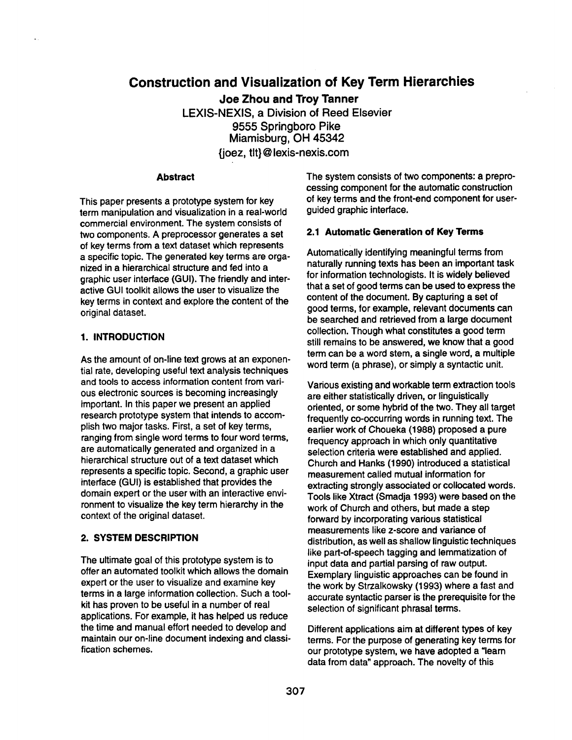# Construction and Visualization of Key Term Hierarchies

**Joe Zhou and Troy Tanner**

LEXIS-NEXIS, a Division of Reed Elsevier
9555 Springboro Pike
Miamisburg, OH 45342
{joez, tlt}@lexis-nexis.com

### Abstract

This paper presents a prototype system for key term manipulation and visualization in a real-world commercial environment. The system consists of two components. A preprocessor generates a set of key terms from a text dataset which represents a specific topic. The generated key terms are organized in a hierarchical structure and fed into a graphic user interface (GUI). The friendly and interactive GUI toolkit allows the user to visualize the key terms in context and explore the content of the original dataset.

## 1. INTRODUCTION

As the amount of on-line text grows at an exponential rate, developing useful text analysis techniques and tools to access information content from various electronic sources is becoming increasingly important. In this paper we present an applied research prototype system that intends to accomplish two major tasks. First, a set of key terms, ranging from single word terms to four word terms, are automatically generated and organized in a hierarchical structure out of a text dataset which represents a specific topic. Second, a graphic user interface (GUI) is established that provides the domain expert or the user with an interactive environment to visualize the key term hierarchy in the context of the original dataset.

## 2. SYSTEM DESCRIPTION

The ultimate goal of this prototype system is to offer an automated toolkit which allows the domain expert or the user to visualize and examine key terms in a large information collection. Such a toolkit has proven to be useful in a number of real applications. For example, it has helped us reduce the time and manual effort needed to develop and maintain our on-line document indexing and classification schemes.

The system consists of two components: a preprocessing component for the automatic construction of key terms and the front-end component for user-guided graphic interface.

### 2.1 Automatic Generation of Key Terms

Automatically identifying meaningful terms from naturally running texts has been an important task for information technologists. It is widely believed that a set of good terms can be used to express the content of the document. By capturing a set of good terms, for example, relevant documents can be searched and retrieved from a large document collection. Though what constitutes a good term still remains to be answered, we know that a good term can be a word stem, a single word, a multiple word term (a phrase), or simply a syntactic unit.

Various existing and workable term extraction tools are either statistically driven, or linguistically oriented, or some hybrid of the two. They all target frequently co-occurring words in running text. The earlier work of Choueka (1988) proposed a pure frequency approach in which only quantitative selection criteria were established and applied. Church and Hanks (1990) introduced a statistical measurement called mutual information for extracting strongly associated or collocated words. Tools like Xtract (Smadja 1993) were based on the work of Church and others, but made a step forward by incorporating various statistical measurements like z-score and variance of distribution, as well as shallow linguistic techniques like part-of-speech tagging and lemmatization of input data and partial parsing of raw output. Exemplary linguistic approaches can be found in the work by Strzalkowsky (1993) where a fast and accurate syntactic parser is the prerequisite for the selection of significant phrasal terms.

Different applications aim at different types of key terms. For the purpose of generating key terms for our prototype system, we have adopted a "learn data from data" approach. The novelty of this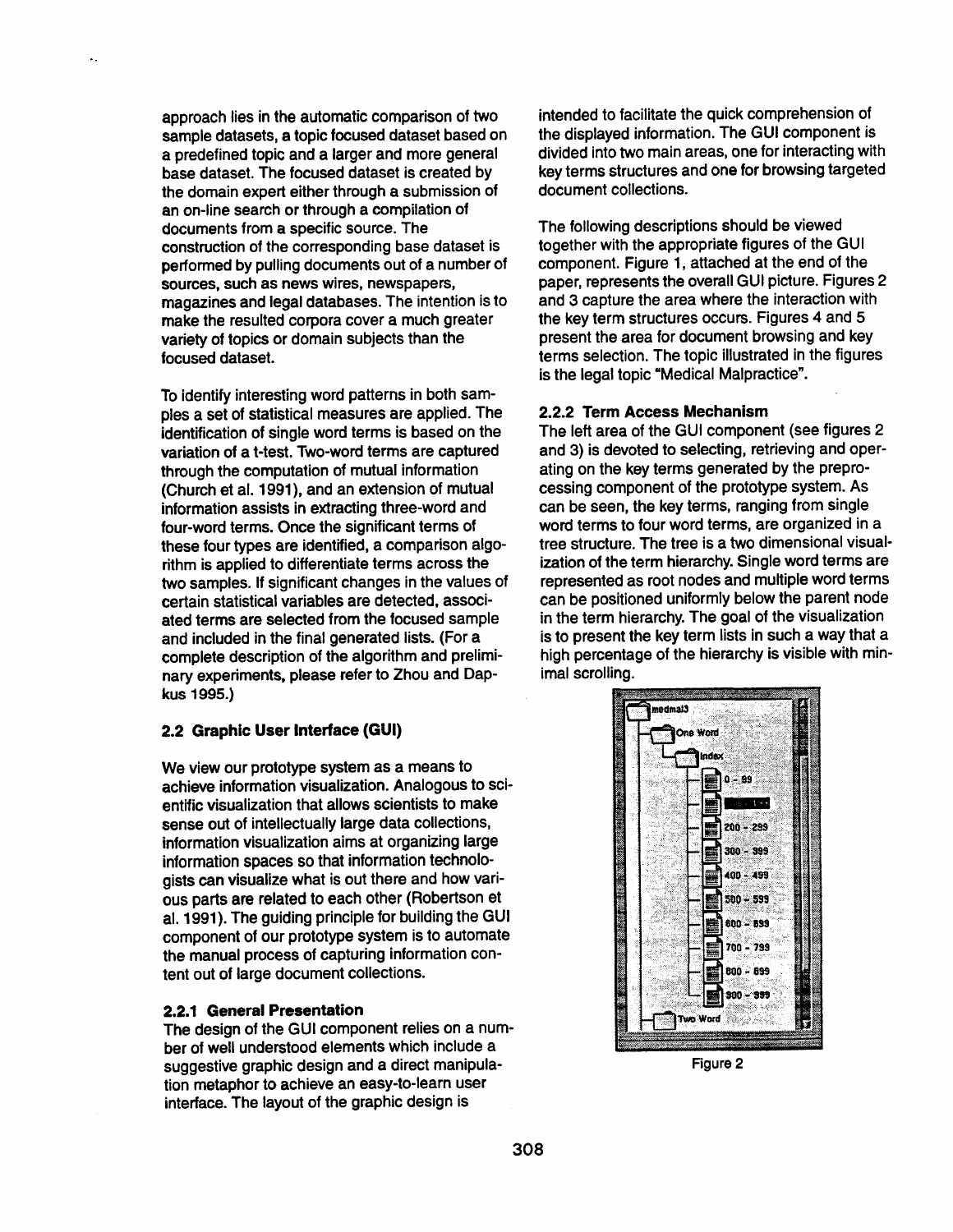approach lies in the automatic comparison of two sample datasets, a topic focused dataset based on a predefined topic and a larger and more general base dataset. The focused dataset is created by the domain expert either through a submission of an on-line search or through a compilation of documents from a specific source. The construction of the corresponding base dataset is performed by pulling documents out of a number of sources, such as news wires, newspapers, magazines and legal databases. The intention is to make the resulted corpora cover a much greater variety of topics or domain subjects than the focused dataset.

To identify interesting word patterns in both samples a set of statistical measures are applied. The identification of single word terms is based on the variation of a t-test. Two-word terms are captured through the computation of mutual information (Church et al. 1991), and an extension of mutual information assists in extracting three-word and four-word terms. Once the significant terms of these four types are identified, a comparison algorithm is applied to differentiate terms across the two samples. If significant changes in the values of certain statistical variables are detected, associated terms are selected from the focused sample and included in the final generated lists. (For a complete description of the algorithm and preliminary experiments, please refer to Zhou and Dapkus 1995.)

### 2.2 Graphic User Interface (GUI)

We view our prototype system as a means to achieve information visualization. Analogous to scientific visualization that allows scientists to make sense out of intellectually large data collections, information visualization aims at organizing large information spaces so that information technologists can visualize what is out there and how various parts are related to each other (Robertson et al. 1991). The guiding principle for building the GUI component of our prototype system is to automate the manual process of capturing information content out of large document collections.

#### 2.2.1 General Presentation

The design of the GUI component relies on a number of well understood elements which include a suggestive graphic design and a direct manipulation metaphor to achieve an easy-to-learn user interface. The layout of the graphic design is intended to facilitate the quick comprehension of the displayed information. The GUI component is divided into two main areas, one for interacting with key terms structures and one for browsing targeted document collections.

The following descriptions should be viewed together with the appropriate figures of the GUI component. Figure 1, attached at the end of the paper, represents the overall GUI picture. Figures 2 and 3 capture the area where the interaction with the key term structures occurs. Figures 4 and 5 present the area for document browsing and key terms selection. The topic illustrated in the figures is the legal topic "Medical Malpractice".

#### 2.2.2 Term Access Mechanism

The left area of the GUI component (see figures 2 and 3) is devoted to selecting, retrieving and operating on the key terms generated by the preprocessing component of the prototype system. As can be seen, the key terms, ranging from single word terms to four word terms, are organized in a tree structure. The tree is a two dimensional visualization of the term hierarchy. Single word terms are represented as root nodes and multiple word terms can be positioned uniformly below the parent node in the term hierarchy. The goal of the visualization is to present the key term lists in such a way that a high percentage of the hierarchy is visible with minimal scrolling.

Figure 2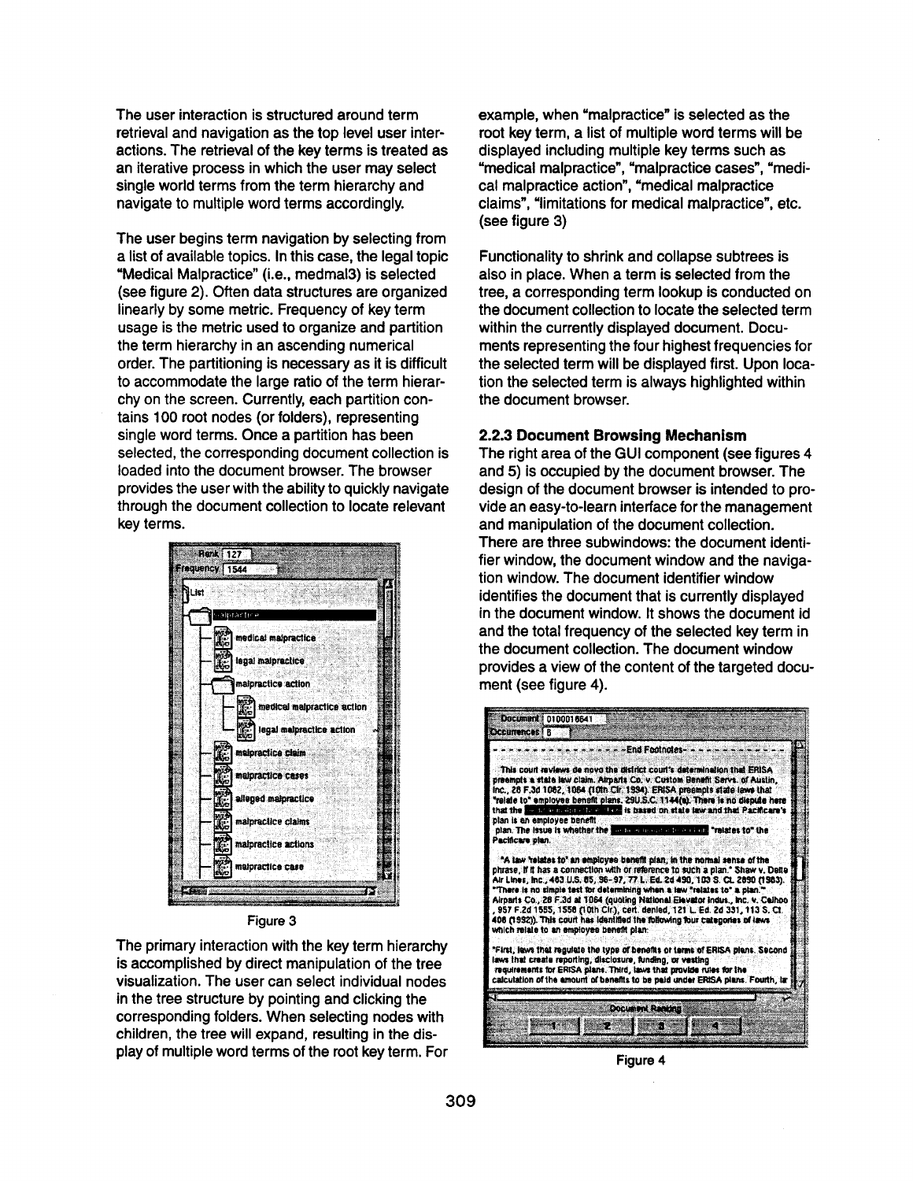The user interaction is structured around term retrieval and navigation as the top level user interactions. The retrieval of the key terms is treated as an iterative process in which the user may select single world terms from the term hierarchy and navigate to multiple word terms accordingly.

The user begins term navigation by selecting from a list of available topics. In this case, the legal topic "Medical Malpractice" (i.e., medmal3) is selected (see figure 2). Often data structures are organized linearly by some metric. Frequency of key term usage is the metric used to organize and partition the term hierarchy in an ascending numerical order. The partitioning is necessary as it is difficult to accommodate the large ratio of the term hierarchy on the screen. Currently, each partition contains 100 root nodes (or folders), representing single word terms. Once a partition has been selected, the corresponding document collection is loaded into the document browser. The browser provides the user with the ability to quickly navigate through the document collection to locate relevant key terms.

Figure 3

The primary interaction with the key term hierarchy is accomplished by direct manipulation of the tree visualization. The user can select individual nodes in the tree structure by pointing and clicking the corresponding folders. When selecting nodes with children, the tree will expand, resulting in the display of multiple word terms of the root key term. For example, when "malpractice" is selected as the root key term, a list of multiple word terms will be displayed including multiple key terms such as "medical malpractice", "malpractice cases", "medical malpractice action", "medical malpractice claims", "limitations for medical malpractice", etc. (see figure 3)

Functionality to shrink and collapse subtrees is also in place. When a term is selected from the tree, a corresponding term lookup is conducted on the document collection to locate the selected term within the currently displayed document. Documents representing the four highest frequencies for the selected term will be displayed first. Upon location the selected term is always highlighted within the document browser.

### 2.2.3 Document Browsing Mechanism

The right area of the GUI component (see figures 4 and 5) is occupied by the document browser. The design of the document browser is intended to provide an easy-to-learn interface for the management and manipulation of the document collection. There are three subwindows: the document identifier window, the document window and the navigation window. The document identifier window identifies the document that is currently displayed in the document window. It shows the document id and the total frequency of the selected key term in the document collection. The document window provides a view of the content of the targeted document (see figure 4).

Figure 4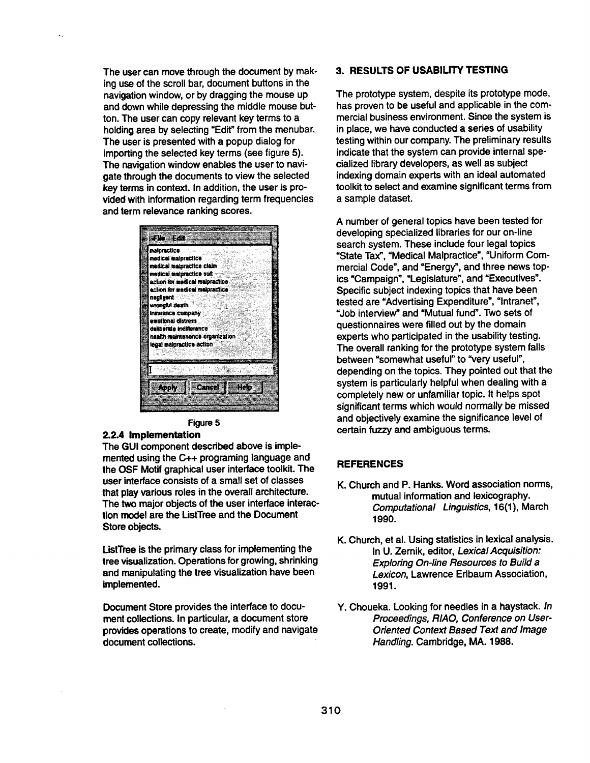The user can move through the document by making use of the scroll bar, document buttons in the navigation window, or by dragging the mouse up and down while depressing the middle mouse button. The user can copy relevant key terms to a holding area by selecting "Edit" from the menubar. The user is presented with a popup dialog for importing the selected key terms (see figure 5). The navigation window enables the user to navigate through the documents to view the selected key terms in context. In addition, the user is provided with information regarding term frequencies and term relevance ranking scores.

Figure 5

### 2.2.4 Implementation

The GUI component described above is implemented using the C++ programing language and the OSF Motif graphical user interface toolkit. The user interface consists of a small set of classes that play various roles in the overall architecture. The two major objects of the user interface interaction model are the ListTree and the Document Store objects.

ListTree is the primary class for implementing the tree visualization. Operations for growing, shrinking and manipulating the tree visualization have been implemented.

Document Store provides the interface to document collections. In particular, a document store provides operations to create, modify and navigate document collections.

## 3. RESULTS OF USABILITY TESTING

The prototype system, despite its prototype mode, has proven to be useful and applicable in the commercial business environment. Since the system is in place, we have conducted a series of usability testing within our company. The preliminary results indicate that the system can provide internal specialized library developers, as well as subject indexing domain experts with an ideal automated toolkit to select and examine significant terms from a sample dataset.

A number of general topics have been tested for developing specialized libraries for our on-line search system. These include four legal topics "State Tax", "Medical Malpractice", "Uniform Commercial Code", and "Energy", and three news topics "Campaign", "Legislature", and "Executives". Specific subject indexing topics that have been tested are "Advertising Expenditure", "Intranet", "Job interview" and "Mutual fund". Two sets of questionnaires were filled out by the domain experts who participated in the usability testing. The overall ranking for the prototype system falls between "somewhat useful" to "very useful", depending on the topics. They pointed out that the system is particularly helpful when dealing with a completely new or unfamiliar topic. It helps spot significant terms which would normally be missed and objectively examine the significance level of certain fuzzy and ambiguous terms.

## REFERENCES

K. Church and P. Hanks. Word association norms, mutual information and lexicography. *Computational Linguistics*, 16(1), March 1990.

K. Church, et al. Using statistics in lexical analysis. In U. Zernik, editor, *Lexical Acquisition: Exploring On-line Resources to Build a Lexicon*, Lawrence Erlbaum Association, 1991.

Y. Choueka. Looking for needles in a haystack. *In Proceedings, RIAO, Conference on User-Oriented Context Based Text and Image Handling.* Cambridge, MA. 1988.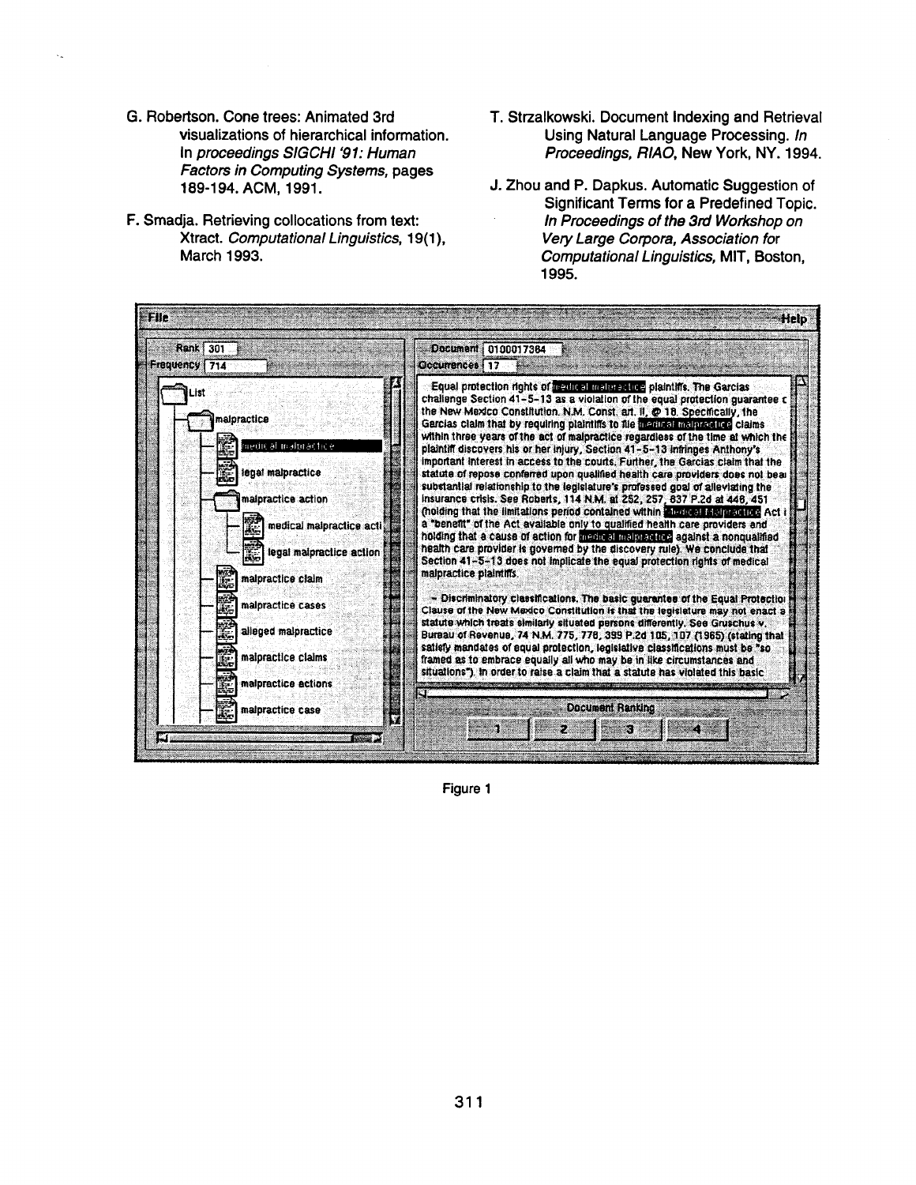G. Robertson. Cone trees: Animated 3rd visualizations of hierarchical information. In *proceedings SIGCHI '91: Human Factors in Computing Systems*, pages 189-194. ACM, 1991.

F. Smadja. Retrieving collocations from text: Xtract. *Computational Linguistics*, 19(1), March 1993.

T. Strzalkowski. Document Indexing and Retrieval Using Natural Language Processing. *In Proceedings, RIAO*, New York, NY. 1994.

J. Zhou and P. Dapkus. Automatic Suggestion of Significant Terms for a Predefined Topic. *In Proceedings of the 3rd Workshop on Very Large Corpora, Association for Computational Linguistics*, MIT, Boston, 1995.

Figure 1